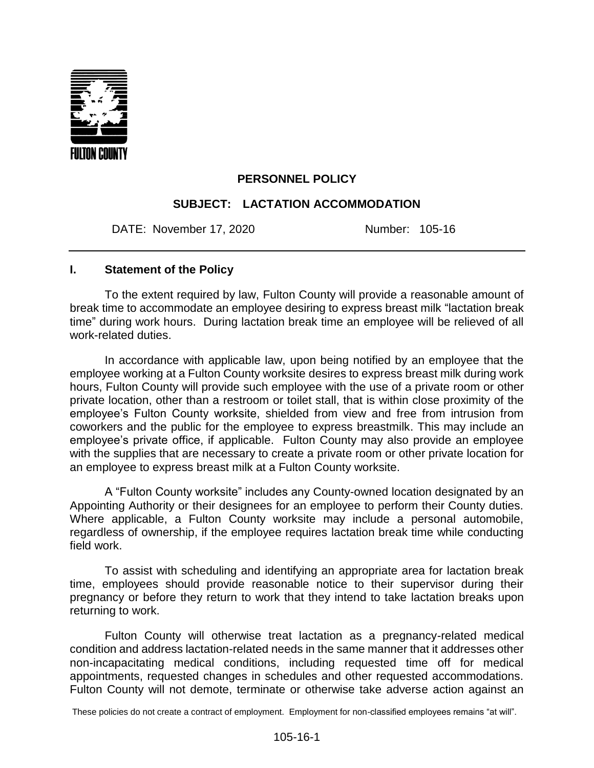FULTON COUNTY

**PERSONNEL POLICY**

**SUBJECT: LACTATION ACCOMMODATION**

DATE: November 17, 2020 Number: 105-16

---

## I. Statement of the Policy

To the extent required by law, Fulton County will provide a reasonable amount of break time to accommodate an employee desiring to express breast milk "lactation break time" during work hours. During lactation break time an employee will be relieved of all work-related duties.

In accordance with applicable law, upon being notified by an employee that the employee working at a Fulton County worksite desires to express breast milk during work hours, Fulton County will provide such employee with the use of a private room or other private location, other than a restroom or toilet stall, that is within close proximity of the employee's Fulton County worksite, shielded from view and free from intrusion from coworkers and the public for the employee to express breastmilk. This may include an employee's private office, if applicable. Fulton County may also provide an employee with the supplies that are necessary to create a private room or other private location for an employee to express breast milk at a Fulton County worksite.

A "Fulton County worksite" includes any County-owned location designated by an Appointing Authority or their designees for an employee to perform their County duties. Where applicable, a Fulton County worksite may include a personal automobile, regardless of ownership, if the employee requires lactation break time while conducting field work.

To assist with scheduling and identifying an appropriate area for lactation break time, employees should provide reasonable notice to their supervisor during their pregnancy or before they return to work that they intend to take lactation breaks upon returning to work.

Fulton County will otherwise treat lactation as a pregnancy-related medical condition and address lactation-related needs in the same manner that it addresses other non-incapacitating medical conditions, including requested time off for medical appointments, requested changes in schedules and other requested accommodations. Fulton County will not demote, terminate or otherwise take adverse action against an

These policies do not create a contract of employment. Employment for non-classified employees remains "at will".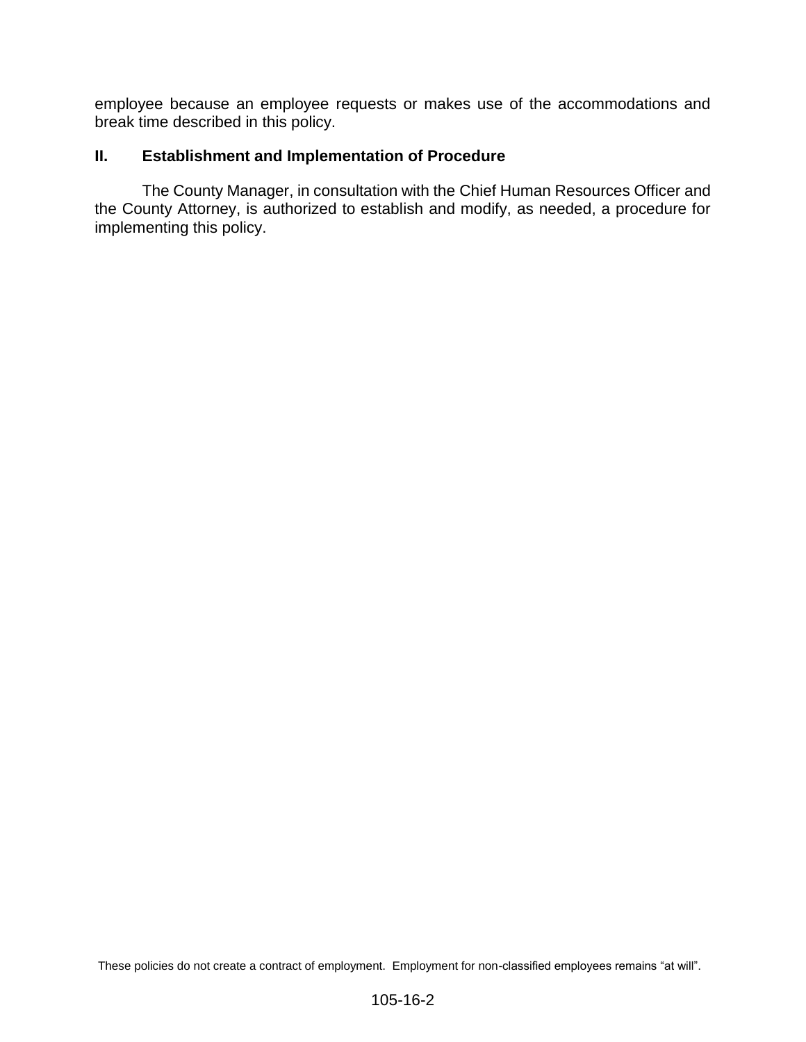employee because an employee requests or makes use of the accommodations and break time described in this policy.

## II. Establishment and Implementation of Procedure

The County Manager, in consultation with the Chief Human Resources Officer and the County Attorney, is authorized to establish and modify, as needed, a procedure for implementing this policy.

These policies do not create a contract of employment. Employment for non-classified employees remains "at will".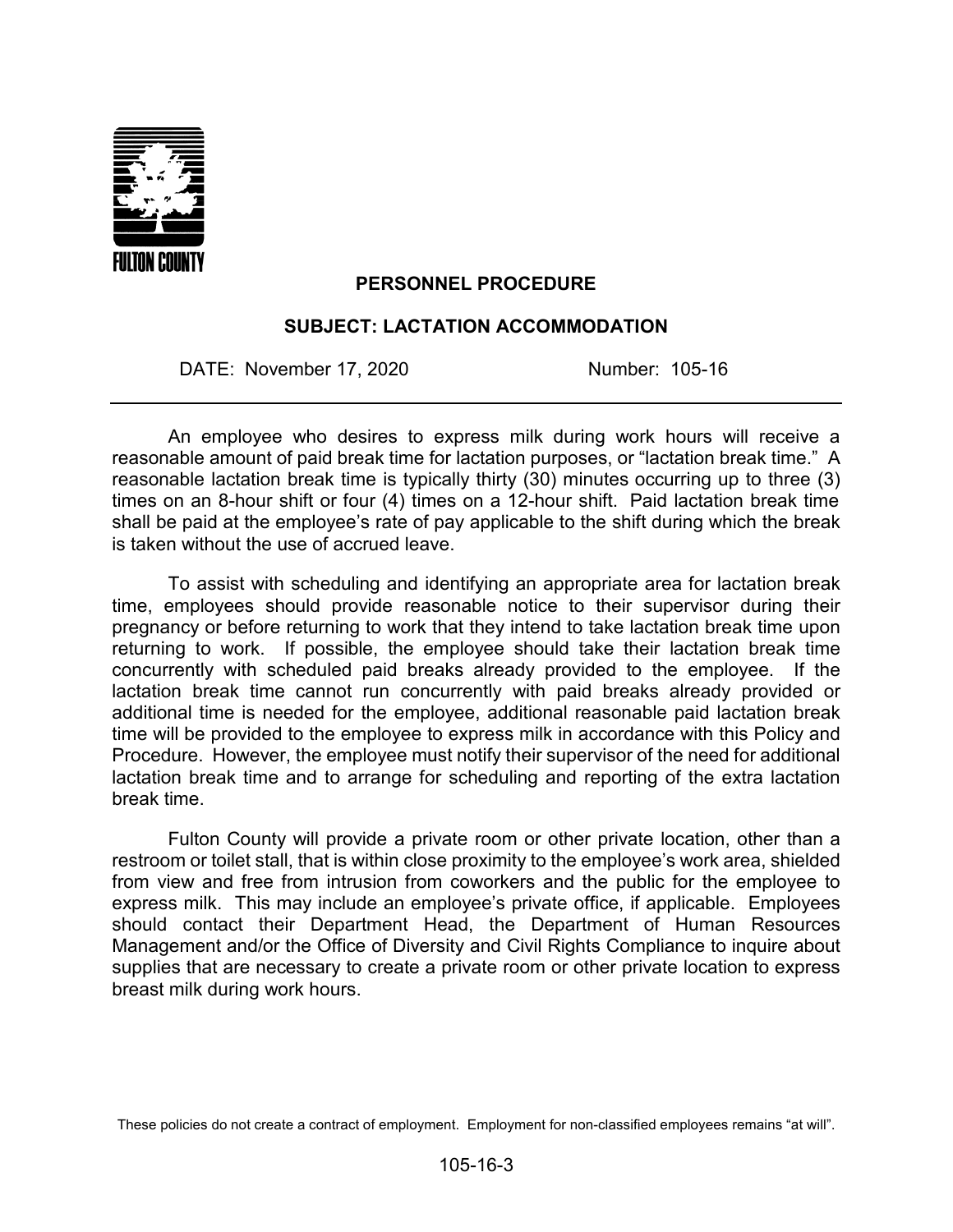FULTON COUNTY

**PERSONNEL PROCEDURE**

**SUBJECT: LACTATION ACCOMMODATION**

DATE: November 17, 2020 Number: 105-16

---

An employee who desires to express milk during work hours will receive a reasonable amount of paid break time for lactation purposes, or "lactation break time." A reasonable lactation break time is typically thirty (30) minutes occurring up to three (3) times on an 8-hour shift or four (4) times on a 12-hour shift. Paid lactation break time shall be paid at the employee's rate of pay applicable to the shift during which the break is taken without the use of accrued leave.

To assist with scheduling and identifying an appropriate area for lactation break time, employees should provide reasonable notice to their supervisor during their pregnancy or before returning to work that they intend to take lactation break time upon returning to work. If possible, the employee should take their lactation break time concurrently with scheduled paid breaks already provided to the employee. If the lactation break time cannot run concurrently with paid breaks already provided or additional time is needed for the employee, additional reasonable paid lactation break time will be provided to the employee to express milk in accordance with this Policy and Procedure. However, the employee must notify their supervisor of the need for additional lactation break time and to arrange for scheduling and reporting of the extra lactation break time.

Fulton County will provide a private room or other private location, other than a restroom or toilet stall, that is within close proximity to the employee's work area, shielded from view and free from intrusion from coworkers and the public for the employee to express milk. This may include an employee's private office, if applicable. Employees should contact their Department Head, the Department of Human Resources Management and/or the Office of Diversity and Civil Rights Compliance to inquire about supplies that are necessary to create a private room or other private location to express breast milk during work hours.

These policies do not create a contract of employment. Employment for non-classified employees remains "at will".